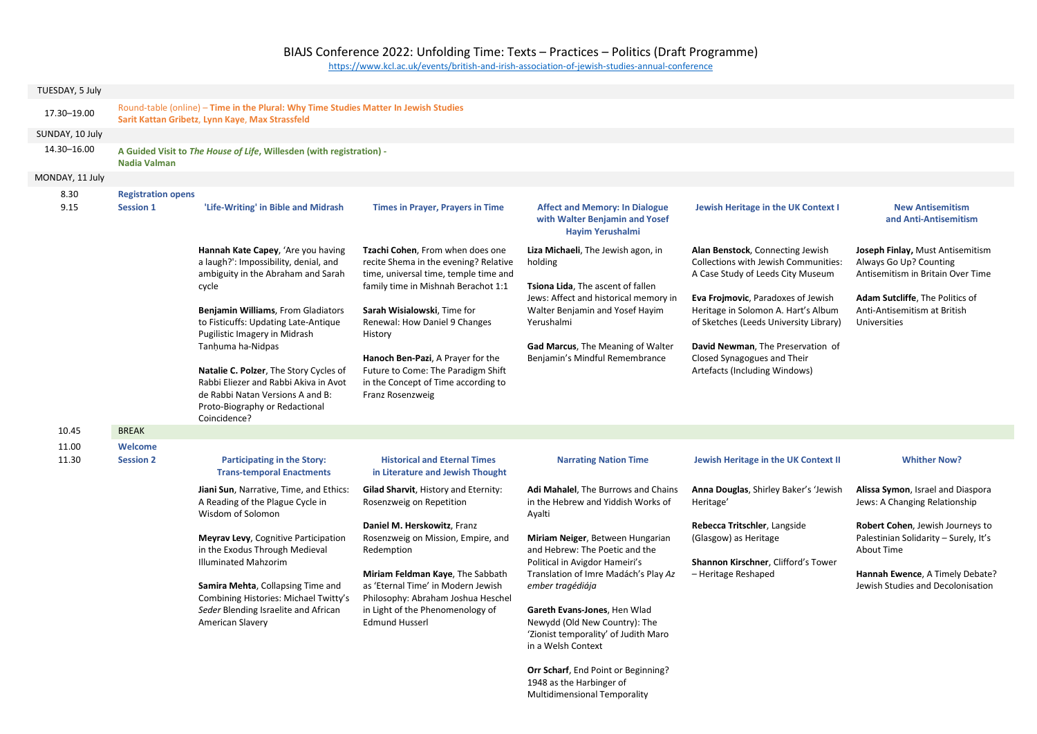# BIAJS Conference 2022: Unfolding Time: Texts – Practices – Politics (Draft Programme)

https://www.kcl.ac.uk/events/british-and-irish-association-of-jewish-studies-annual-conference

| | | | | | | |
|---|---|---|---|---|---|---|
| TUESDAY, 5 July | | | | | | |
| 17.30–19.00 | Round-table (online) – **Time in the Plural: Why Time Studies Matter In Jewish Studies** **Sarit Kattan Gribetz, Lynn Kaye, Max Strassfeld** | | | | | |
| SUNDAY, 10 July | | | | | | |
| 14.30–16.00 | **A Guided Visit to *The House of Life*, Willesden (with registration) - Nadia Valman** | | | | | |
| MONDAY, 11 July | | | | | | |
| 8.30 | **Registration opens** | | | | | |
| 9.15 | **Session 1** | **'Life-Writing' in Bible and Midrash** | **Times in Prayer, Prayers in Time** | **Affect and Memory: In Dialogue with Walter Benjamin and Yosef Hayim Yerushalmi** | **Jewish Heritage in the UK Context I** | **New Antisemitism and Anti-Antisemitism** |
| | | **Hannah Kate Capey**, 'Are you having a laugh?': Impossibility, denial, and ambiguity in the Abraham and Sarah cycle<br><br>**Benjamin Williams**, From Gladiators to Fisticuffs: Updating Late-Antique Pugilistic Imagery in Midrash Tanḥuma ha-Nidpas<br><br>**Natalie C. Polzer**, The Story Cycles of Rabbi Eliezer and Rabbi Akiva in Avot de Rabbi Natan Versions A and B: Proto-Biography or Redactional Coincidence? | **Tzachi Cohen**, From when does one recite Shema in the evening? Relative time, universal time, temple time and family time in Mishnah Berachot 1:1<br><br>**Sarah Wisialowski**, Time for Renewal: How Daniel 9 Changes History<br><br>**Hanoch Ben-Pazi**, A Prayer for the Future to Come: The Paradigm Shift in the Concept of Time according to Franz Rosenzweig | **Liza Michaeli**, The Jewish agon, in holding<br><br>**Tsiona Lida**, The ascent of fallen Jews: Affect and historical memory in Walter Benjamin and Yosef Hayim Yerushalmi<br><br>**Gad Marcus**, The Meaning of Walter Benjamin's Mindful Remembrance | **Alan Benstock**, Connecting Jewish Collections with Jewish Communities: A Case Study of Leeds City Museum<br><br>**Eva Frojmovic**, Paradoxes of Jewish Heritage in Solomon A. Hart's Album of Sketches (Leeds University Library)<br><br>**David Newman**, The Preservation of Closed Synagogues and Their Artefacts (Including Windows) | **Joseph Finlay,** Must Antisemitism Always Go Up? Counting Antisemitism in Britain Over Time<br><br>**Adam Sutcliffe**, The Politics of Anti-Antisemitism at British Universities |
| 10.45 | BREAK | | | | | |
| 11.00 | **Welcome** | | | | | |
| 11.30 | **Session 2** | **Participating in the Story: Trans-temporal Enactments** | **Historical and Eternal Times in Literature and Jewish Thought** | **Narrating Nation Time** | **Jewish Heritage in the UK Context II** | **Whither Now?** |
| | | **Jiani Sun**, Narrative, Time, and Ethics: A Reading of the Plague Cycle in Wisdom of Solomon<br><br>**Meyrav Levy**, Cognitive Participation in the Exodus Through Medieval Illuminated Mahzorim<br><br>**Samira Mehta**, Collapsing Time and Combining Histories: Michael Twitty's *Seder* Blending Israelite and African American Slavery | **Gilad Sharvit**, History and Eternity: Rosenzweig on Repetition<br><br>**Daniel M. Herskowitz**, Franz Rosenzweig on Mission, Empire, and Redemption<br><br>**Miriam Feldman Kaye**, The Sabbath as 'Eternal Time' in Modern Jewish Philosophy: Abraham Joshua Heschel in Light of the Phenomenology of Edmund Husserl | **Adi Mahalel**, The Burrows and Chains in the Hebrew and Yiddish Works of Ayalti<br><br>**Miriam Neiger**, Between Hungarian and Hebrew: The Poetic and the Political in Avigdor Hameiri's Translation of Imre Madách's Play *Az ember tragédiája*<br><br>**Gareth Evans-Jones**, Hen Wlad Newydd (Old New Country): The 'Zionist temporality' of Judith Maro in a Welsh Context<br><br>**Orr Scharf**, End Point or Beginning? 1948 as the Harbinger of Multidimensional Temporality | **Anna Douglas**, Shirley Baker's 'Jewish Heritage'<br><br>**Rebecca Tritschler**, Langside (Glasgow) as Heritage<br><br>**Shannon Kirschner**, Clifford's Tower – Heritage Reshaped | **Alissa Symon**, Israel and Diaspora Jews: A Changing Relationship<br><br>**Robert Cohen**, Jewish Journeys to Palestinian Solidarity – Surely, It's About Time<br><br>**Hannah Ewence**, A Timely Debate? Jewish Studies and Decolonisation |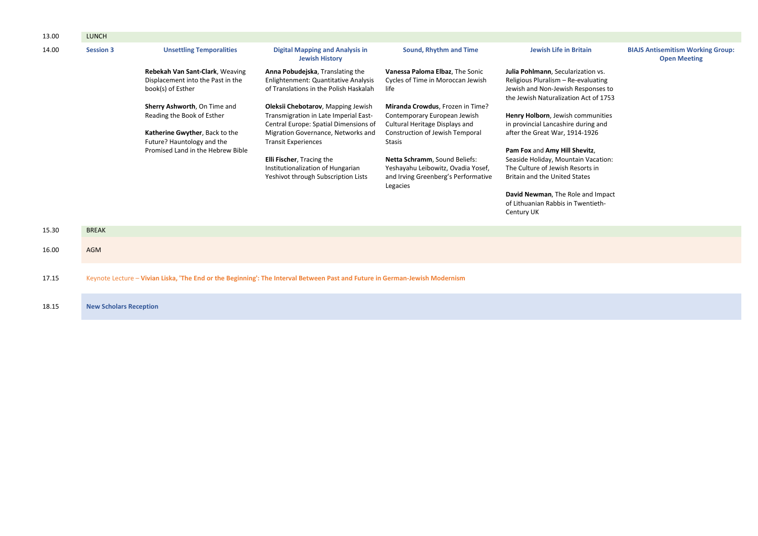| | | | | | | |
|---|---|---|---|---|---|---|
| 13.00 | LUNCH | | | | | |
| 14.00 | **Session 3** | **Unsettling Temporalities** | **Digital Mapping and Analysis in Jewish History** | **Sound, Rhythm and Time** | **Jewish Life in Britain** | **BIAJS Antisemitism Working Group: Open Meeting** |
| | | **Rebekah Van Sant-Clark**, Weaving Displacement into the Past in the book(s) of Esther<br><br>**Sherry Ashworth**, On Time and Reading the Book of Esther<br><br>**Katherine Gwyther**, Back to the Future? Hauntology and the Promised Land in the Hebrew Bible | **Anna Pobudejska**, Translating the Enlightenment: Quantitative Analysis of Translations in the Polish Haskalah<br><br>**Oleksii Chebotarov**, Mapping Jewish Transmigration in Late Imperial East-Central Europe: Spatial Dimensions of Migration Governance, Networks and Transit Experiences<br><br>**Elli Fischer**, Tracing the Institutionalization of Hungarian Yeshivot through Subscription Lists | **Vanessa Paloma Elbaz**, The Sonic Cycles of Time in Moroccan Jewish life<br><br>**Miranda Crowdus**, Frozen in Time? Contemporary European Jewish Cultural Heritage Displays and Construction of Jewish Temporal Stasis<br><br>**Netta Schramm**, Sound Beliefs: Yeshayahu Leibowitz, Ovadia Yosef, and Irving Greenberg's Performative Legacies | **Julia Pohlmann**, Secularization vs. Religious Pluralism – Re-evaluating Jewish and Non-Jewish Responses to the Jewish Naturalization Act of 1753<br><br>**Henry Holborn**, Jewish communities in provincial Lancashire during and after the Great War, 1914-1926<br><br>**Pam Fox** and **Amy Hill Shevitz**, Seaside Holiday, Mountain Vacation: The Culture of Jewish Resorts in Britain and the United States<br><br>**David Newman**, The Role and Impact of Lithuanian Rabbis in Twentieth-Century UK | |
| 15.30 | BREAK | | | | | |
| 16.00 | AGM | | | | | |
| 17.15 | Keynote Lecture – **Vivian Liska, 'The End or the Beginning': The Interval Between Past and Future in German-Jewish Modernism** | | | | | |
| 18.15 | **New Scholars Reception** | | | | | |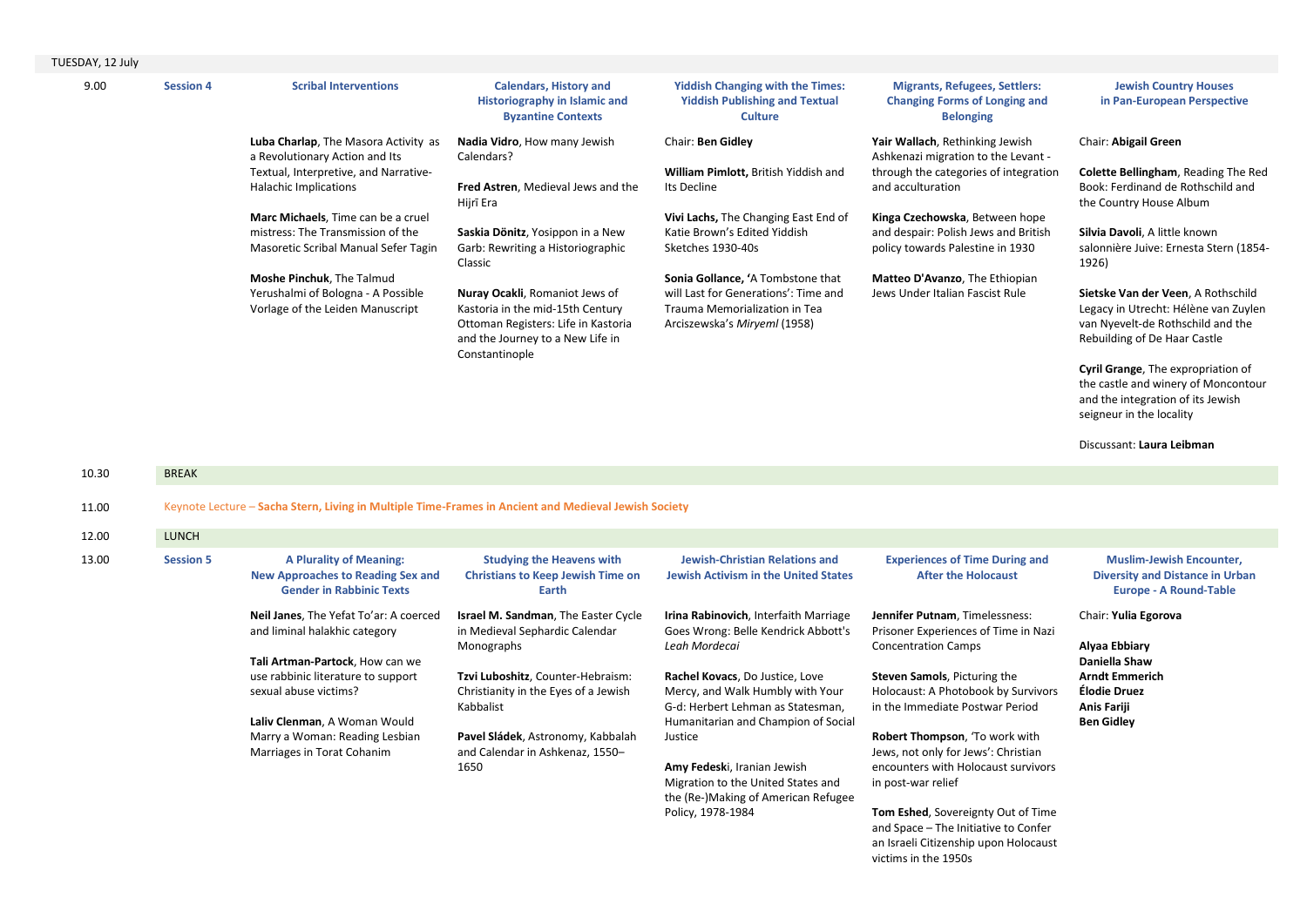TUESDAY, 12 July

| | | | | | | |
|---|---|---|---|---|---|---|
| 9.00 | **Session 4** | **Scribal Interventions** | **Calendars, History and Historiography in Islamic and Byzantine Contexts** | **Yiddish Changing with the Times: Yiddish Publishing and Textual Culture** | **Migrants, Refugees, Settlers: Changing Forms of Longing and Belonging** | **Jewish Country Houses in Pan-European Perspective** |
| | | **Luba Charlap**, The Masora Activity as a Revolutionary Action and Its Textual, Interpretive, and Narrative-Halachic Implications<br><br>**Marc Michaels**, Time can be a cruel mistress: The Transmission of the Masoretic Scribal Manual Sefer Tagin<br><br>**Moshe Pinchuk**, The Talmud Yerushalmi of Bologna - A Possible Vorlage of the Leiden Manuscript | **Nadia Vidro**, How many Jewish Calendars?<br><br>**Fred Astren**, Medieval Jews and the Hijrī Era<br><br>**Saskia Dönitz**, Yosippon in a New Garb: Rewriting a Historiographic Classic<br><br>**Nuray Ocakli**, Romaniot Jews of Kastoria in the mid-15th Century Ottoman Registers: Life in Kastoria and the Journey to a New Life in Constantinople | Chair: **Ben Gidley**<br><br>**William Pimlott,** British Yiddish and Its Decline<br><br>**Vivi Lachs,** The Changing East End of Katie Brown's Edited Yiddish Sketches 1930-40s<br><br>**Sonia Gollance, '**A Tombstone that will Last for Generations': Time and Trauma Memorialization in Tea Arciszewska's *Miryeml* (1958) | **Yair Wallach**, Rethinking Jewish Ashkenazi migration to the Levant - through the categories of integration and acculturation<br><br>**Kinga Czechowska**, Between hope and despair: Polish Jews and British policy towards Palestine in 1930<br><br>**Matteo D'Avanzo**, The Ethiopian Jews Under Italian Fascist Rule | Chair: **Abigail Green**<br><br>**Colette Bellingham**, Reading The Red Book: Ferdinand de Rothschild and the Country House Album<br><br>**Silvia Davoli**, A little known salonnière Juive: Ernesta Stern (1854-1926)<br><br>**Sietske Van der Veen**, A Rothschild Legacy in Utrecht: Hélène van Zuylen van Nyevelt-de Rothschild and the Rebuilding of De Haar Castle<br><br>**Cyril Grange**, The expropriation of the castle and winery of Moncontour and the integration of its Jewish seigneur in the locality<br><br>Discussant: **Laura Leibman** |
| 10.30 | BREAK | | | | | |
| 11.00 | Keynote Lecture – **Sacha Stern, Living in Multiple Time-Frames in Ancient and Medieval Jewish Society** | | | | | |
| 12.00 | LUNCH | | | | | |
| 13.00 | **Session 5** | **A Plurality of Meaning: New Approaches to Reading Sex and Gender in Rabbinic Texts** | **Studying the Heavens with Christians to Keep Jewish Time on Earth** | **Jewish-Christian Relations and Jewish Activism in the United States** | **Experiences of Time During and After the Holocaust** | **Muslim-Jewish Encounter, Diversity and Distance in Urban Europe - A Round-Table** |
| | | **Neil Janes**, The Yefat To'ar: A coerced and liminal halakhic category<br><br>**Tali Artman-Partock**, How can we use rabbinic literature to support sexual abuse victims?<br><br>**Laliv Clenman**, A Woman Would Marry a Woman: Reading Lesbian Marriages in Torat Cohanim | **Israel M. Sandman**, The Easter Cycle in Medieval Sephardic Calendar Monographs<br><br>**Tzvi Luboshitz**, Counter-Hebraism: Christianity in the Eyes of a Jewish Kabbalist<br><br>**Pavel Sládek**, Astronomy, Kabbalah and Calendar in Ashkenaz, 1550–1650 | **Irina Rabinovich**, Interfaith Marriage Goes Wrong: Belle Kendrick Abbott's *Leah Mordecai*<br><br>**Rachel Kovacs**, Do Justice, Love Mercy, and Walk Humbly with Your G-d: Herbert Lehman as Statesman, Humanitarian and Champion of Social Justice<br><br>**Amy Fedeski**, Iranian Jewish Migration to the United States and the (Re-)Making of American Refugee Policy, 1978-1984 | **Jennifer Putnam**, Timelessness: Prisoner Experiences of Time in Nazi Concentration Camps<br><br>**Steven Samols**, Picturing the Holocaust: A Photobook by Survivors in the Immediate Postwar Period<br><br>**Robert Thompson**, 'To work with Jews, not only for Jews': Christian encounters with Holocaust survivors in post-war relief<br><br>**Tom Eshed**, Sovereignty Out of Time and Space – The Initiative to Confer an Israeli Citizenship upon Holocaust victims in the 1950s | Chair: **Yulia Egorova**<br><br>**Alyaa Ebbiary**<br>**Daniella Shaw**<br>**Arndt Emmerich**<br>**Élodie Druez**<br>**Anis Fariji**<br>**Ben Gidley** |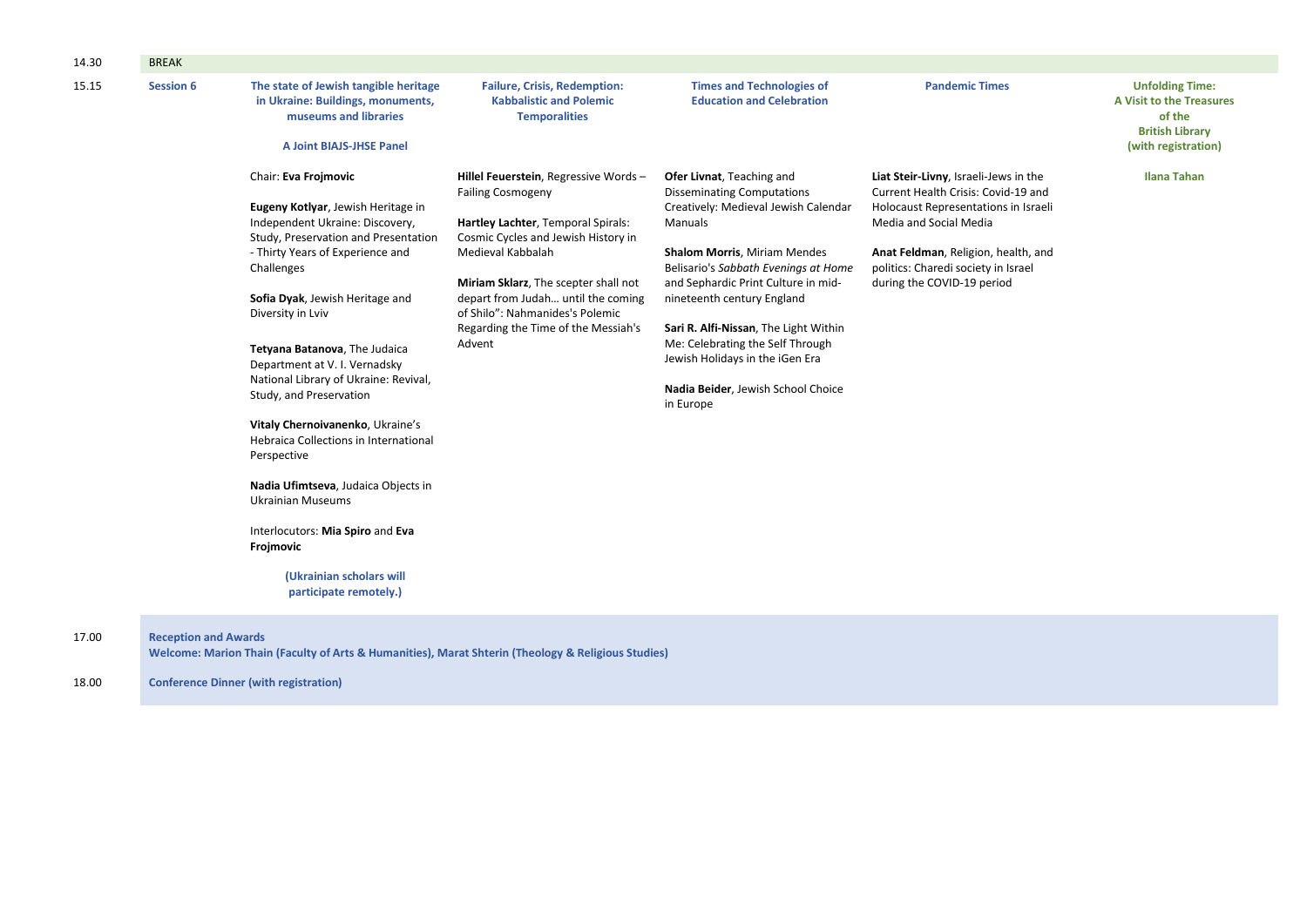| | | | | | | |
|---|---|---|---|---|---|---|
| 14.30 | BREAK | | | | | |
| 15.15 | **Session 6** | **The state of Jewish tangible heritage in Ukraine: Buildings, monuments, museums and libraries**<br><br>**A Joint BIAJS-JHSE Panel** | **Failure, Crisis, Redemption: Kabbalistic and Polemic Temporalities** | **Times and Technologies of Education and Celebration** | **Pandemic Times** | **Unfolding Time: A Visit to the Treasures of the British Library (with registration)** |
| | | Chair: **Eva Frojmovic**<br><br>**Eugeny Kotlyar**, Jewish Heritage in Independent Ukraine: Discovery, Study, Preservation and Presentation - Thirty Years of Experience and Challenges<br><br>**Sofia Dyak**, Jewish Heritage and Diversity in Lviv<br><br>**Tetyana Batanova**, The Judaica Department at V. I. Vernadsky National Library of Ukraine: Revival, Study, and Preservation<br><br>**Vitaly Chernoivanenko**, Ukraine's Hebraica Collections in International Perspective<br><br>**Nadia Ufimtseva**, Judaica Objects in Ukrainian Museums<br><br>Interlocutors: **Mia Spiro** and **Eva Frojmovic**<br><br>**(Ukrainian scholars will participate remotely.)** | **Hillel Feuerstein**, Regressive Words – Failing Cosmogeny<br><br>**Hartley Lachter**, Temporal Spirals: Cosmic Cycles and Jewish History in Medieval Kabbalah<br><br>**Miriam Sklarz**, The scepter shall not depart from Judah… until the coming of Shilo": Nahmanides's Polemic Regarding the Time of the Messiah's Advent | **Ofer Livnat**, Teaching and Disseminating Computations Creatively: Medieval Jewish Calendar Manuals<br><br>**Shalom Morris**, Miriam Mendes Belisario's *Sabbath Evenings at Home* and Sephardic Print Culture in mid-nineteenth century England<br><br>**Sari R. Alfi-Nissan**, The Light Within Me: Celebrating the Self Through Jewish Holidays in the iGen Era<br><br>**Nadia Beider**, Jewish School Choice in Europe | **Liat Steir-Livny**, Israeli-Jews in the Current Health Crisis: Covid-19 and Holocaust Representations in Israeli Media and Social Media<br><br>**Anat Feldman**, Religion, health, and politics: Charedi society in Israel during the COVID-19 period | **Ilana Tahan** |
| 17.00 | **Reception and Awards**<br>**Welcome: Marion Thain (Faculty of Arts & Humanities), Marat Shterin (Theology & Religious Studies)** | | | | | |
| 18.00 | **Conference Dinner (with registration)** | | | | | |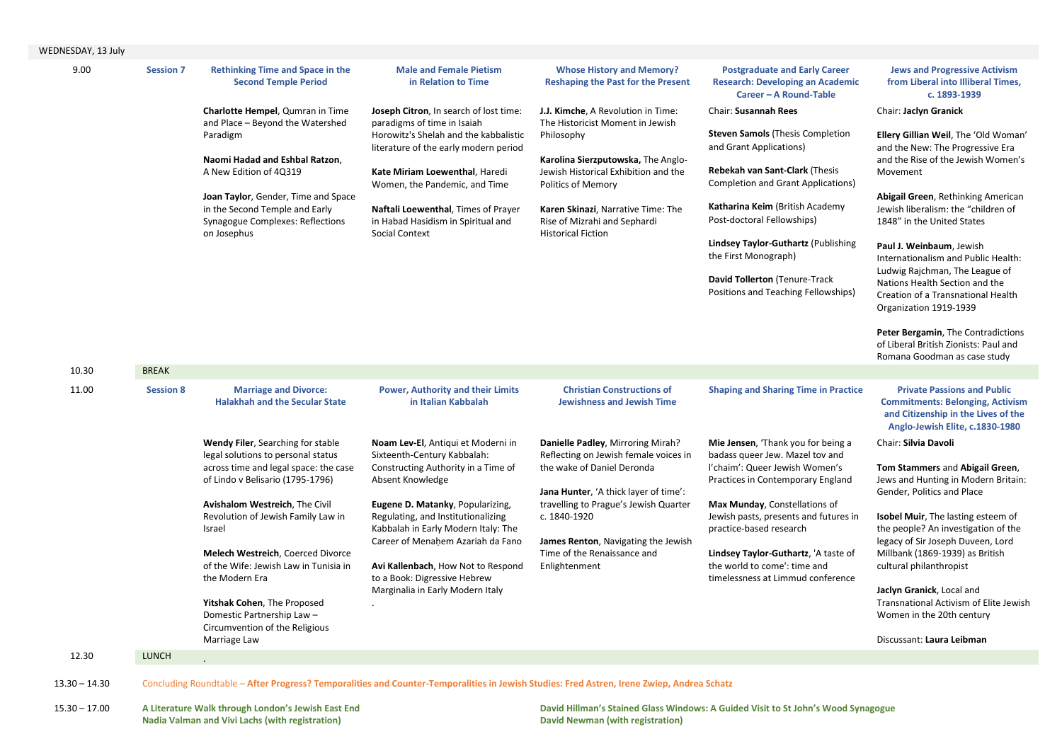WEDNESDAY, 13 July

| | | | | | | |
|---|---|---|---|---|---|---|
| 9.00 | **Session 7** | **Rethinking Time and Space in the Second Temple Period** | **Male and Female Pietism in Relation to Time** | **Whose History and Memory? Reshaping the Past for the Present** | **Postgraduate and Early Career Research: Developing an Academic Career – A Round-Table** | **Jews and Progressive Activism from Liberal into Illiberal Times, c. 1893-1939** |
| | | **Charlotte Hempel**, Qumran in Time and Place – Beyond the Watershed Paradigm<br><br>**Naomi Hadad and Eshbal Ratzon**, A New Edition of 4Q319<br><br>**Joan Taylor**, Gender, Time and Space in the Second Temple and Early Synagogue Complexes: Reflections on Josephus | **Joseph Citron**, In search of lost time: paradigms of time in Isaiah Horowitz's Shelah and the kabbalistic literature of the early modern period<br><br>**Kate Miriam Loewenthal**, Haredi Women, the Pandemic, and Time<br><br>**Naftali Loewenthal**, Times of Prayer in Habad Hasidism in Spiritual and Social Context | **J.J. Kimche**, A Revolution in Time: The Historicist Moment in Jewish Philosophy<br><br>**Karolina Sierzputowska,** The Anglo-Jewish Historical Exhibition and the Politics of Memory<br><br>**Karen Skinazi**, Narrative Time: The Rise of Mizrahi and Sephardi Historical Fiction | Chair: **Susannah Rees**<br><br>**Steven Samols** (Thesis Completion and Grant Applications)<br><br>**Rebekah van Sant-Clark** (Thesis Completion and Grant Applications)<br><br>**Katharina Keim** (British Academy Post-doctoral Fellowships)<br><br>**Lindsey Taylor-Guthartz** (Publishing the First Monograph)<br><br>**David Tollerton** (Tenure-Track Positions and Teaching Fellowships) | Chair: **Jaclyn Granick**<br><br>**Ellery Gillian Weil**, The 'Old Woman' and the New: The Progressive Era and the Rise of the Jewish Women's Movement<br><br>**Abigail Green**, Rethinking American Jewish liberalism: the "children of 1848" in the United States<br><br>**Paul J. Weinbaum**, Jewish Internationalism and Public Health: Ludwig Rajchman, The League of Nations Health Section and the Creation of a Transnational Health Organization 1919-1939<br><br>**Peter Bergamin**, The Contradictions of Liberal British Zionists: Paul and Romana Goodman as case study |
| 10.30 | BREAK | | | | | |
| 11.00 | **Session 8** | **Marriage and Divorce: Halakhah and the Secular State** | **Power, Authority and their Limits in Italian Kabbalah** | **Christian Constructions of Jewishness and Jewish Time** | **Shaping and Sharing Time in Practice** | **Private Passions and Public Commitments: Belonging, Activism and Citizenship in the Lives of the Anglo-Jewish Elite, c.1830-1980** |
| | | **Wendy Filer**, Searching for stable legal solutions to personal status across time and legal space: the case of Lindo v Belisario (1795-1796)<br><br>**Avishalom Westreich**, The Civil Revolution of Jewish Family Law in Israel<br><br>**Melech Westreich**, Coerced Divorce of the Wife: Jewish Law in Tunisia in the Modern Era<br><br>**Yitshak Cohen**, The Proposed Domestic Partnership Law – Circumvention of the Religious Marriage Law | **Noam Lev-El**, Antiqui et Moderni in Sixteenth-Century Kabbalah: Constructing Authority in a Time of Absent Knowledge<br><br>**Eugene D. Matanky**, Popularizing, Regulating, and Institutionalizing Kabbalah in Early Modern Italy: The Career of Menaḥem Azariah da Fano<br><br>**Avi Kallenbach**, How Not to Respond to a Book: Digressive Hebrew Marginalia in Early Modern Italy<br>. | **Danielle Padley**, Mirroring Mirah? Reflecting on Jewish female voices in the wake of Daniel Deronda<br><br>**Jana Hunter**, 'A thick layer of time': travelling to Prague's Jewish Quarter c. 1840-1920<br><br>**James Renton**, Navigating the Jewish Time of the Renaissance and Enlightenment | **Mie Jensen**, 'Thank you for being a badass queer Jew. Mazel tov and l'chaim': Queer Jewish Women's Practices in Contemporary England<br><br>**Max Munday**, Constellations of Jewish pasts, presents and futures in practice-based research<br><br>**Lindsey Taylor-Guthartz**, 'A taste of the world to come': time and timelessness at Limmud conference | Chair: **Silvia Davoli**<br><br>**Tom Stammers** and **Abigail Green**, Jews and Hunting in Modern Britain: Gender, Politics and Place<br><br>**Isobel Muir**, The lasting esteem of the people? An investigation of the legacy of Sir Joseph Duveen, Lord Millbank (1869-1939) as British cultural philanthropist<br><br>**Jaclyn Granick**, Local and Transnational Activism of Elite Jewish Women in the 20th century<br><br>Discussant: **Laura Leibman** |
| 12.30 | LUNCH | | | | | |

13.30 – 14.30 Concluding Roundtable – **After Progress? Temporalities and Counter-Temporalities in Jewish Studies: Fred Astren, Irene Zwiep, Andrea Schatz**

15.30 – 17.00 **A Literature Walk through London's Jewish East End**
**Nadia Valman and Vivi Lachs (with registration)**

**David Hillman's Stained Glass Windows: A Guided Visit to St John's Wood Synagogue**
**David Newman (with registration)**